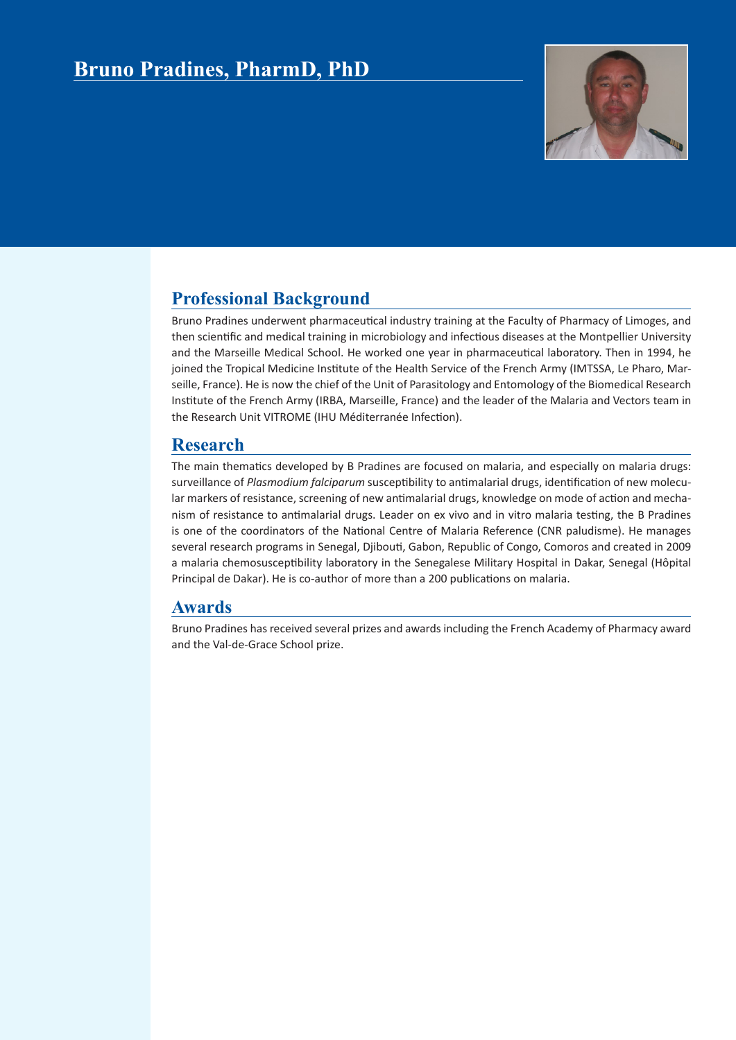# Bruno Pradines, PharmD, PhD

## Professional Background

Bruno Pradines underwent pharmaceutical industry training at the Faculty of Pharmacy of Limoges, and then scientific and medical training in microbiology and infectious diseases at the Montpellier University and the Marseille Medical School. He worked one year in pharmaceutical laboratory. Then in 1994, he joined the Tropical Medicine Institute of the Health Service of the French Army (IMTSSA, Le Pharo, Marseille, France). He is now the chief of the Unit of Parasitology and Entomology of the Biomedical Research Institute of the French Army (IRBA, Marseille, France) and the leader of the Malaria and Vectors team in the Research Unit VITROME (IHU Méditerranée Infection).

## Research

The main thematics developed by B Pradines are focused on malaria, and especially on malaria drugs: surveillance of *Plasmodium falciparum* susceptibility to antimalarial drugs, identification of new molecular markers of resistance, screening of new antimalarial drugs, knowledge on mode of action and mechanism of resistance to antimalarial drugs. Leader on ex vivo and in vitro malaria testing, the B Pradines is one of the coordinators of the National Centre of Malaria Reference (CNR paludisme). He manages several research programs in Senegal, Djibouti, Gabon, Republic of Congo, Comoros and created in 2009 a malaria chemosusceptibility laboratory in the Senegalese Military Hospital in Dakar, Senegal (Hôpital Principal de Dakar). He is co-author of more than a 200 publications on malaria.

## Awards

Bruno Pradines has received several prizes and awards including the French Academy of Pharmacy award and the Val-de-Grace School prize.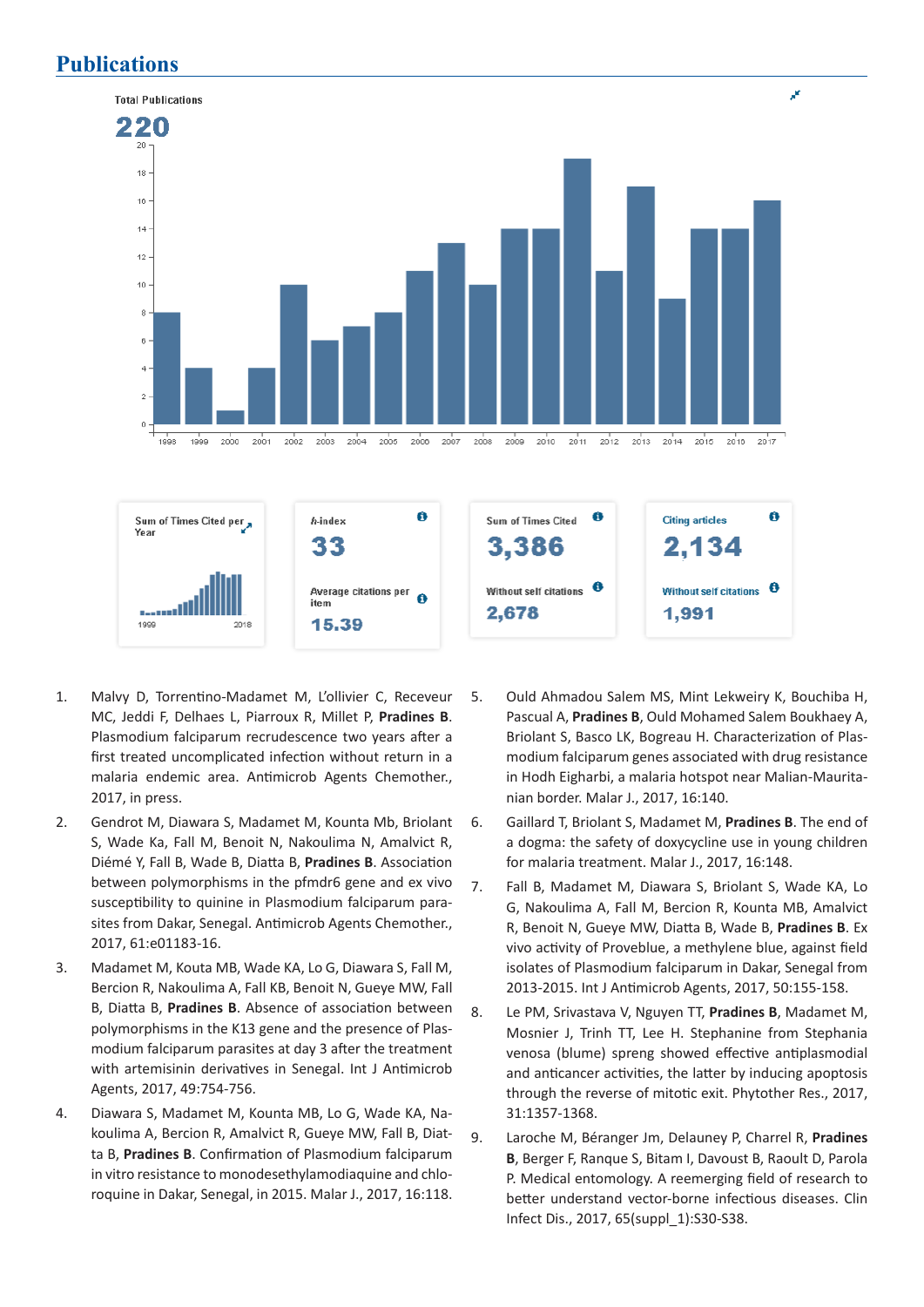# Publications

Total Publications

220

Sum of Times Cited per Year

h-index
33

Average citations per item
15.39

Sum of Times Cited
3,386

Without self citations
2,678

Citing articles
2,134

Without self citations
1,991

1. Malvy D, Torrentino-Madamet M, L'ollivier C, Receveur MC, Jeddi F, Delhaes L, Piarroux R, Millet P, **Pradines B**. Plasmodium falciparum recrudescence two years after a first treated uncomplicated infection without return in a malaria endemic area. Antimicrob Agents Chemother., 2017, in press.
2. Gendrot M, Diawara S, Madamet M, Kounta Mb, Briolant S, Wade Ka, Fall M, Benoit N, Nakoulima N, Amalvict R, Diémé Y, Fall B, Wade B, Diatta B, **Pradines B**. Association between polymorphisms in the pfmdr6 gene and ex vivo susceptibility to quinine in Plasmodium falciparum parasites from Dakar, Senegal. Antimicrob Agents Chemother., 2017, 61:e01183-16.
3. Madamet M, Kouta MB, Wade KA, Lo G, Diawara S, Fall M, Bercion R, Nakoulima A, Fall KB, Benoit N, Gueye MW, Fall B, Diatta B, **Pradines B**. Absence of association between polymorphisms in the K13 gene and the presence of Plasmodium falciparum parasites at day 3 after the treatment with artemisinin derivatives in Senegal. Int J Antimicrob Agents, 2017, 49:754-756.
4. Diawara S, Madamet M, Kounta MB, Lo G, Wade KA, Nakoulima A, Bercion R, Amalvict R, Gueye MW, Fall B, Diatta B, **Pradines B**. Confirmation of Plasmodium falciparum in vitro resistance to monodesethylamodiaquine and chloroquine in Dakar, Senegal, in 2015. Malar J., 2017, 16:118.
5. Ould Ahmadou Salem MS, Mint Lekweiry K, Bouchiba H, Pascual A, **Pradines B**, Ould Mohamed Salem Boukhaey A, Briolant S, Basco LK, Bogreau H. Characterization of Plasmodium falciparum genes associated with drug resistance in Hodh Eigharbi, a malaria hotspot near Malian-Mauritanian border. Malar J., 2017, 16:140.
6. Gaillard T, Briolant S, Madamet M, **Pradines B**. The end of a dogma: the safety of doxycycline use in young children for malaria treatment. Malar J., 2017, 16:148.
7. Fall B, Madamet M, Diawara S, Briolant S, Wade KA, Lo G, Nakoulima A, Fall M, Bercion R, Kounta MB, Amalvict R, Benoit N, Gueye MW, Diatta B, Wade B, **Pradines B**. Ex vivo activity of Proveblue, a methylene blue, against field isolates of Plasmodium falciparum in Dakar, Senegal from 2013-2015. Int J Antimicrob Agents, 2017, 50:155-158.
8. Le PM, Srivastava V, Nguyen TT, **Pradines B**, Madamet M, Mosnier J, Trinh TT, Lee H. Stephanine from Stephania venosa (blume) spreng showed effective antiplasmodial and anticancer activities, the latter by inducing apoptosis through the reverse of mitotic exit. Phytother Res., 2017, 31:1357-1368.
9. Laroche M, Béranger Jm, Delauney P, Charrel R, **Pradines B**, Berger F, Ranque S, Bitam I, Davoust B, Raoult D, Parola P. Medical entomology. A reemerging field of research to better understand vector-borne infectious diseases. Clin Infect Dis., 2017, 65(suppl_1):S30-S38.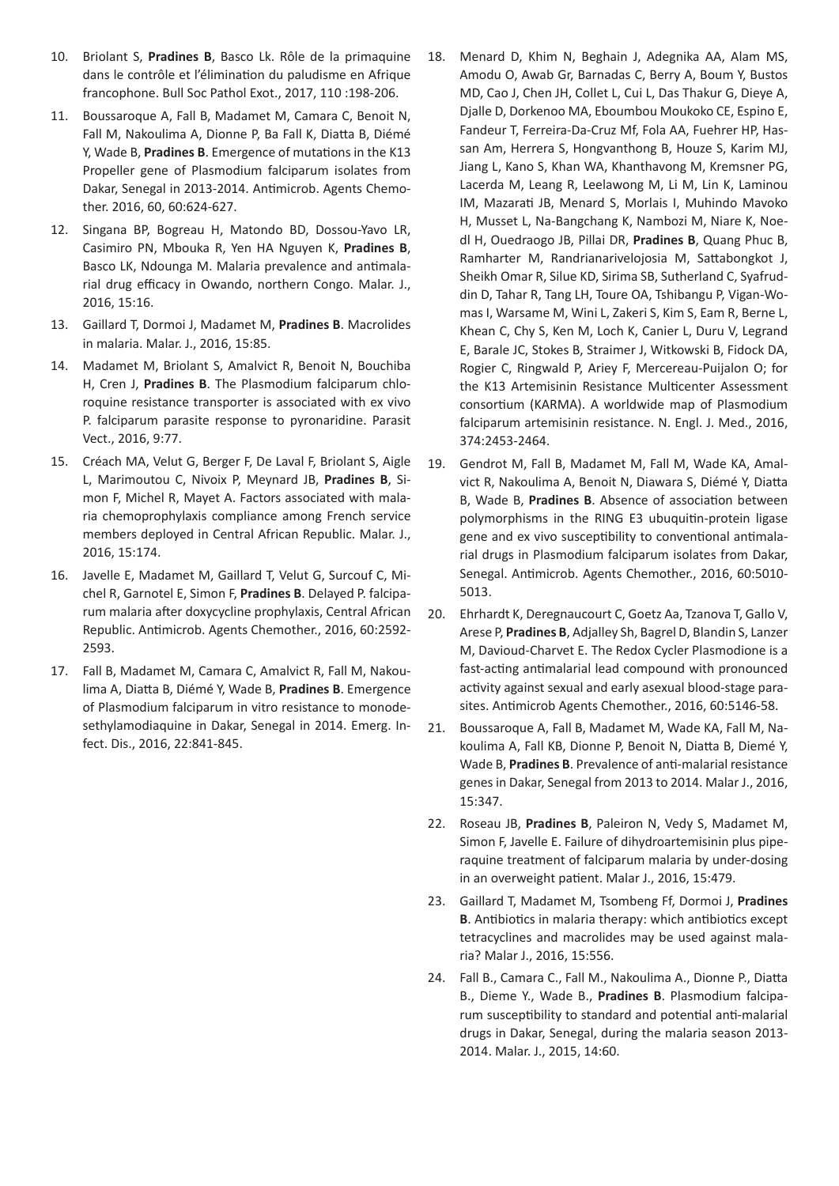10. Briolant S, **Pradines B**, Basco Lk. Rôle de la primaquine dans le contrôle et l'élimination du paludisme en Afrique francophone. Bull Soc Pathol Exot., 2017, 110 :198-206.

11. Boussaroque A, Fall B, Madamet M, Camara C, Benoit N, Fall M, Nakoulima A, Dionne P, Ba Fall K, Diatta B, Diémé Y, Wade B, **Pradines B**. Emergence of mutations in the K13 Propeller gene of Plasmodium falciparum isolates from Dakar, Senegal in 2013-2014. Antimicrob. Agents Chemother. 2016, 60, 60:624-627.

12. Singana BP, Bogreau H, Matondo BD, Dossou-Yavo LR, Casimiro PN, Mbouka R, Yen HA Nguyen K, **Pradines B**, Basco LK, Ndounga M. Malaria prevalence and antimalarial drug efficacy in Owando, northern Congo. Malar. J., 2016, 15:16.

13. Gaillard T, Dormoi J, Madamet M, **Pradines B**. Macrolides in malaria. Malar. J., 2016, 15:85.

14. Madamet M, Briolant S, Amalvict R, Benoit N, Bouchiba H, Cren J, **Pradines B**. The Plasmodium falciparum chloroquine resistance transporter is associated with ex vivo P. falciparum parasite response to pyronaridine. Parasit Vect., 2016, 9:77.

15. Créach MA, Velut G, Berger F, De Laval F, Briolant S, Aigle L, Marimoutou C, Nivoix P, Meynard JB, **Pradines B**, Simon F, Michel R, Mayet A. Factors associated with malaria chemoprophylaxis compliance among French service members deployed in Central African Republic. Malar. J., 2016, 15:174.

16. Javelle E, Madamet M, Gaillard T, Velut G, Surcouf C, Michel R, Garnotel E, Simon F, **Pradines B**. Delayed P. falciparum malaria after doxycycline prophylaxis, Central African Republic. Antimicrob. Agents Chemother., 2016, 60:2592-2593.

17. Fall B, Madamet M, Camara C, Amalvict R, Fall M, Nakoulima A, Diatta B, Diémé Y, Wade B, **Pradines B**. Emergence of Plasmodium falciparum in vitro resistance to monodesethylamodiaquine in Dakar, Senegal in 2014. Emerg. Infect. Dis., 2016, 22:841-845.

18. Menard D, Khim N, Beghain J, Adegnika AA, Alam MS, Amodu O, Awab Gr, Barnadas C, Berry A, Boum Y, Bustos MD, Cao J, Chen JH, Collet L, Cui L, Das Thakur G, Dieye A, Djalle D, Dorkenoo MA, Eboumbou Moukoko CE, Espino E, Fandeur T, Ferreira-Da-Cruz Mf, Fola AA, Fuehrer HP, Hassan Am, Herrera S, Hongvanthong B, Houze S, Karim MJ, Jiang L, Kano S, Khan WA, Khanthavong M, Kremsner PG, Lacerda M, Leang R, Leelawong M, Li M, Lin K, Laminou IM, Mazarati JB, Menard S, Morlais I, Muhindo Mavoko H, Musset L, Na-Bangchang K, Nambozi M, Niare K, Noedl H, Ouedraogo JB, Pillai DR, **Pradines B**, Quang Phuc B, Ramharter M, Randrianarivelojosia M, Sattabongkot J, Sheikh Omar R, Silue KD, Sirima SB, Sutherland C, Syafruddin D, Tahar R, Tang LH, Toure OA, Tshibangu P, Vigan-Womas I, Warsame M, Wini L, Zakeri S, Kim S, Eam R, Berne L, Khean C, Chy S, Ken M, Loch K, Canier L, Duru V, Legrand E, Barale JC, Stokes B, Straimer J, Witkowski B, Fidock DA, Rogier C, Ringwald P, Ariey F, Mercereau-Puijalon O; for the K13 Artemisinin Resistance Multicenter Assessment consortium (KARMA). A worldwide map of Plasmodium falciparum artemisinin resistance. N. Engl. J. Med., 2016, 374:2453-2464.

19. Gendrot M, Fall B, Madamet M, Fall M, Wade KA, Amalvict R, Nakoulima A, Benoit N, Diawara S, Diémé Y, Diatta B, Wade B, **Pradines B**. Absence of association between polymorphisms in the RING E3 ubuquitin-protein ligase gene and ex vivo susceptibility to conventional antimalarial drugs in Plasmodium falciparum isolates from Dakar, Senegal. Antimicrob. Agents Chemother., 2016, 60:5010-5013.

20. Ehrhardt K, Deregnaucourt C, Goetz Aa, Tzanova T, Gallo V, Arese P, **Pradines B**, Adjalley Sh, Bagrel D, Blandin S, Lanzer M, Davioud-Charvet E. The Redox Cycler Plasmodione is a fast-acting antimalarial lead compound with pronounced activity against sexual and early asexual blood-stage parasites. Antimicrob Agents Chemother., 2016, 60:5146-58.

21. Boussaroque A, Fall B, Madamet M, Wade KA, Fall M, Nakoulima A, Fall KB, Dionne P, Benoit N, Diatta B, Diemé Y, Wade B, **Pradines B**. Prevalence of anti-malarial resistance genes in Dakar, Senegal from 2013 to 2014. Malar J., 2016, 15:347.

22. Roseau JB, **Pradines B**, Paleiron N, Vedy S, Madamet M, Simon F, Javelle E. Failure of dihydroartemisinin plus piperaquine treatment of falciparum malaria by under-dosing in an overweight patient. Malar J., 2016, 15:479.

23. Gaillard T, Madamet M, Tsombeng Ff, Dormoi J, **Pradines B**. Antibiotics in malaria therapy: which antibiotics except tetracyclines and macrolides may be used against malaria? Malar J., 2016, 15:556.

24. Fall B., Camara C., Fall M., Nakoulima A., Dionne P., Diatta B., Dieme Y., Wade B., **Pradines B**. Plasmodium falciparum susceptibility to standard and potential anti-malarial drugs in Dakar, Senegal, during the malaria season 2013-2014. Malar. J., 2015, 14:60.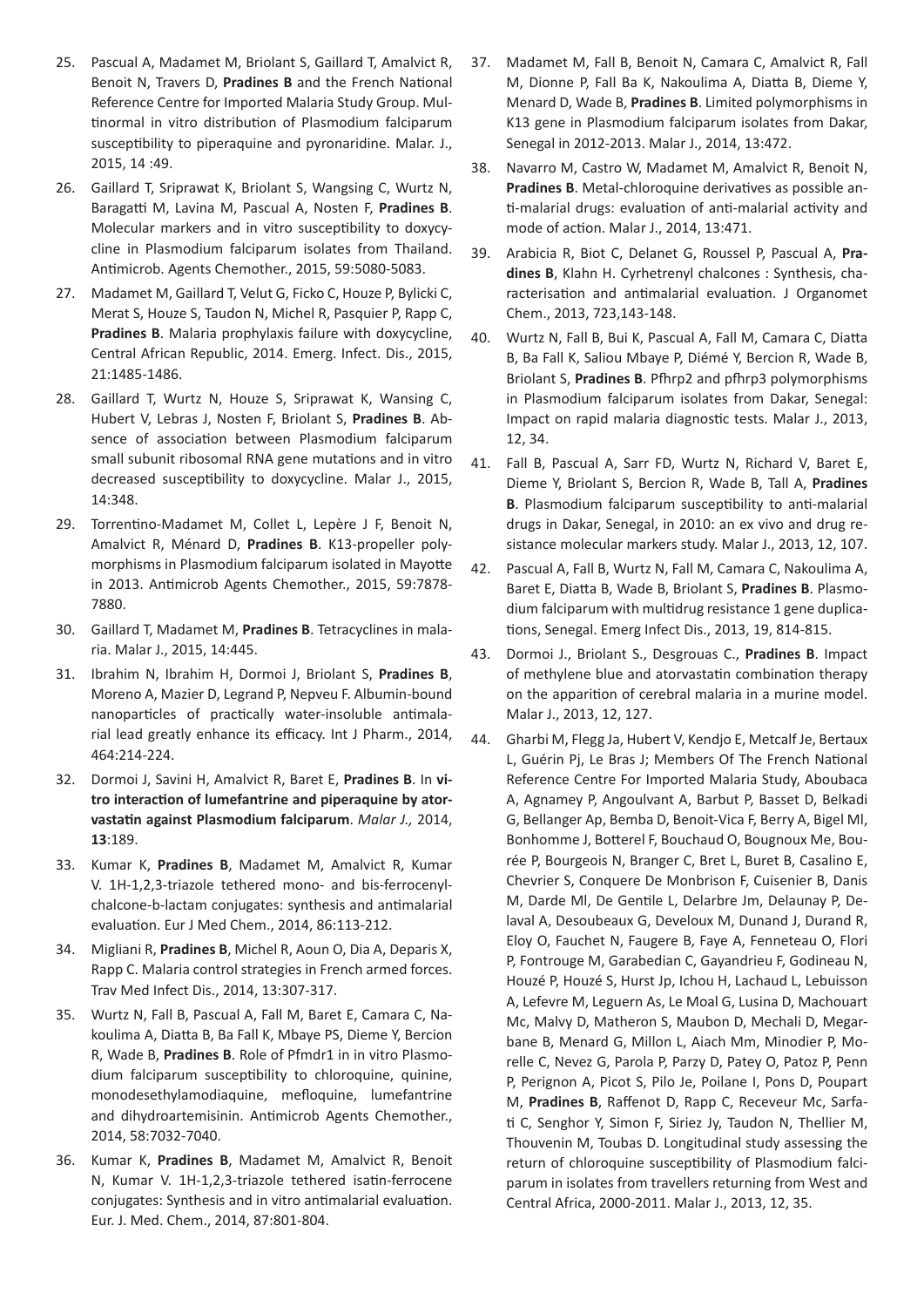25. Pascual A, Madamet M, Briolant S, Gaillard T, Amalvict R, Benoit N, Travers D, **Pradines B** and the French National Reference Centre for Imported Malaria Study Group. Multinormal in vitro distribution of Plasmodium falciparum susceptibility to piperaquine and pyronaridine. Malar. J., 2015, 14 :49.

26. Gaillard T, Sriprawat K, Briolant S, Wangsing C, Wurtz N, Baragatti M, Lavina M, Pascual A, Nosten F, **Pradines B**. Molecular markers and in vitro susceptibility to doxycycline in Plasmodium falciparum isolates from Thailand. Antimicrob. Agents Chemother., 2015, 59:5080-5083.

27. Madamet M, Gaillard T, Velut G, Ficko C, Houze P, Bylicki C, Merat S, Houze S, Taudon N, Michel R, Pasquier P, Rapp C, **Pradines B**. Malaria prophylaxis failure with doxycycline, Central African Republic, 2014. Emerg. Infect. Dis., 2015, 21:1485-1486.

28. Gaillard T, Wurtz N, Houze S, Sriprawat K, Wansing C, Hubert V, Lebras J, Nosten F, Briolant S, **Pradines B**. Absence of association between Plasmodium falciparum small subunit ribosomal RNA gene mutations and in vitro decreased susceptibility to doxycycline. Malar J., 2015, 14:348.

29. Torrentino-Madamet M, Collet L, Lepère J F, Benoit N, Amalvict R, Ménard D, **Pradines B**. K13-propeller polymorphisms in Plasmodium falciparum isolated in Mayotte in 2013. Antimicrob Agents Chemother., 2015, 59:7878-7880.

30. Gaillard T, Madamet M, **Pradines B**. Tetracyclines in malaria. Malar J., 2015, 14:445.

31. Ibrahim N, Ibrahim H, Dormoi J, Briolant S, **Pradines B**, Moreno A, Mazier D, Legrand P, Nepveu F. Albumin-bound nanoparticles of practically water-insoluble antimalarial lead greatly enhance its efficacy. Int J Pharm., 2014, 464:214-224.

32. Dormoi J, Savini H, Amalvict R, Baret E, **Pradines B**. **In vitro interaction of lumefantrine and piperaquine by atorvastatin against Plasmodium falciparum**. *Malar J.,* 2014, **13**:189.

33. Kumar K, **Pradines B**, Madamet M, Amalvict R, Kumar V. 1H-1,2,3-triazole tethered mono- and bis-ferrocenylchalcone-b-lactam conjugates: synthesis and antimalarial evaluation. Eur J Med Chem., 2014, 86:113-212.

34. Migliani R, **Pradines B**, Michel R, Aoun O, Dia A, Deparis X, Rapp C. Malaria control strategies in French armed forces. Trav Med Infect Dis., 2014, 13:307-317.

35. Wurtz N, Fall B, Pascual A, Fall M, Baret E, Camara C, Nakoulima A, Diatta B, Ba Fall K, Mbaye PS, Dieme Y, Bercion R, Wade B, **Pradines B**. Role of Pfmdr1 in in vitro Plasmodium falciparum susceptibility to chloroquine, quinine, monodesethylamodiaquine, mefloquine, lumefantrine and dihydroartemisinin. Antimicrob Agents Chemother., 2014, 58:7032-7040.

36. Kumar K, **Pradines B**, Madamet M, Amalvict R, Benoit N, Kumar V. 1H-1,2,3-triazole tethered isatin-ferrocene conjugates: Synthesis and in vitro antimalarial evaluation. Eur. J. Med. Chem., 2014, 87:801-804.

37. Madamet M, Fall B, Benoit N, Camara C, Amalvict R, Fall M, Dionne P, Fall Ba K, Nakoulima A, Diatta B, Dieme Y, Menard D, Wade B, **Pradines B**. Limited polymorphisms in K13 gene in Plasmodium falciparum isolates from Dakar, Senegal in 2012-2013. Malar J., 2014, 13:472.

38. Navarro M, Castro W, Madamet M, Amalvict R, Benoit N, **Pradines B**. Metal-chloroquine derivatives as possible anti-malarial drugs: evaluation of anti-malarial activity and mode of action. Malar J., 2014, 13:471.

39. Arabicia R, Biot C, Delanet G, Roussel P, Pascual A, **Pradines B**, Klahn H. Cyrhetrenyl chalcones : Synthesis, characterisation and antimalarial evaluation. J Organomet Chem., 2013, 723,143-148.

40. Wurtz N, Fall B, Bui K, Pascual A, Fall M, Camara C, Diatta B, Ba Fall K, Saliou Mbaye P, Diémé Y, Bercion R, Wade B, Briolant S, **Pradines B**. Pfhrp2 and pfhrp3 polymorphisms in Plasmodium falciparum isolates from Dakar, Senegal: Impact on rapid malaria diagnostic tests. Malar J., 2013, 12, 34.

41. Fall B, Pascual A, Sarr FD, Wurtz N, Richard V, Baret E, Dieme Y, Briolant S, Bercion R, Wade B, Tall A, **Pradines B**. Plasmodium falciparum susceptibility to anti-malarial drugs in Dakar, Senegal, in 2010: an ex vivo and drug resistance molecular markers study. Malar J., 2013, 12, 107.

42. Pascual A, Fall B, Wurtz N, Fall M, Camara C, Nakoulima A, Baret E, Diatta B, Wade B, Briolant S, **Pradines B**. Plasmodium falciparum with multidrug resistance 1 gene duplications, Senegal. Emerg Infect Dis., 2013, 19, 814-815.

43. Dormoi J., Briolant S., Desgrouas C., **Pradines B**. Impact of methylene blue and atorvastatin combination therapy on the apparition of cerebral malaria in a murine model. Malar J., 2013, 12, 127.

44. Gharbi M, Flegg Ja, Hubert V, Kendjo E, Metcalf Je, Bertaux L, Guérin Pj, Le Bras J; Members Of The French National Reference Centre For Imported Malaria Study, Aboubaca A, Agnamey P, Angoulvant A, Barbut P, Basset D, Belkadi G, Bellanger Ap, Bemba D, Benoit-Vica F, Berry A, Bigel Ml, Bonhomme J, Botterel F, Bouchaud O, Bougnoux Me, Bourée P, Bourgeois N, Branger C, Bret L, Buret B, Casalino E, Chevrier S, Conquere De Monbrison F, Cuisenier B, Danis M, Darde Ml, De Gentile L, Delarbre Jm, Delaunay P, Delaval A, Desoubeaux G, Develoux M, Dunand J, Durand R, Eloy O, Fauchet N, Faugere B, Faye A, Fenneteau O, Flori P, Fontrouge M, Garabedian C, Gayandrieu F, Godineau N, Houzé P, Houzé S, Hurst Jp, Ichou H, Lachaud L, Lebuisson A, Lefevre M, Leguern As, Le Moal G, Lusina D, Machouart Mc, Malvy D, Matheron S, Maubon D, Mechali D, Megarbane B, Menard G, Millon L, Aiach Mm, Minodier P, Morelle C, Nevez G, Parola P, Parzy D, Patey O, Patoz P, Penn P, Perignon A, Picot S, Pilo Je, Poilane I, Pons D, Poupart M, **Pradines B**, Raffenot D, Rapp C, Receveur Mc, Sarfati C, Senghor Y, Simon F, Siriez Jy, Taudon N, Thellier M, Thouvenin M, Toubas D. Longitudinal study assessing the return of chloroquine susceptibility of Plasmodium falciparum in isolates from travellers returning from West and Central Africa, 2000-2011. Malar J., 2013, 12, 35.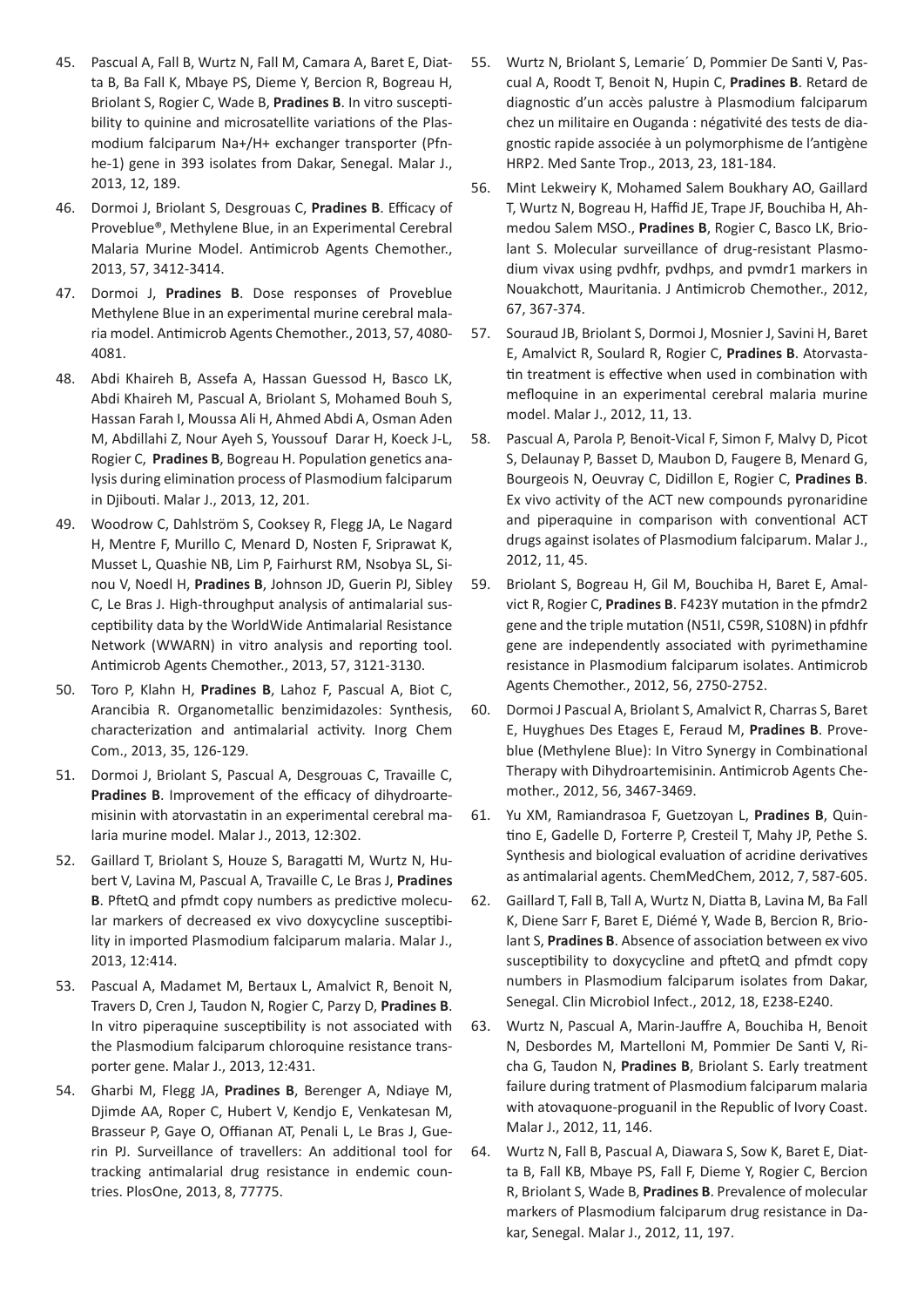45. Pascual A, Fall B, Wurtz N, Fall M, Camara A, Baret E, Diatta B, Ba Fall K, Mbaye PS, Dieme Y, Bercion R, Bogreau H, Briolant S, Rogier C, Wade B, **Pradines B**. In vitro susceptibility to quinine and microsatellite variations of the Plasmodium falciparum Na+/H+ exchanger transporter (Pfnhe-1) gene in 393 isolates from Dakar, Senegal. Malar J., 2013, 12, 189.

46. Dormoi J, Briolant S, Desgrouas C, **Pradines B**. Efficacy of Proveblue®, Methylene Blue, in an Experimental Cerebral Malaria Murine Model. Antimicrob Agents Chemother., 2013, 57, 3412-3414.

47. Dormoi J, **Pradines B**. Dose responses of Proveblue Methylene Blue in an experimental murine cerebral malaria model. Antimicrob Agents Chemother., 2013, 57, 4080-4081.

48. Abdi Khaireh B, Assefa A, Hassan Guessod H, Basco LK, Abdi Khaireh M, Pascual A, Briolant S, Mohamed Bouh S, Hassan Farah I, Moussa Ali H, Ahmed Abdi A, Osman Aden M, Abdillahi Z, Nour Ayeh S, Youssouf Darar H, Koeck J-L, Rogier C, **Pradines B**, Bogreau H. Population genetics analysis during elimination process of Plasmodium falciparum in Djibouti. Malar J., 2013, 12, 201.

49. Woodrow C, Dahlström S, Cooksey R, Flegg JA, Le Nagard H, Mentre F, Murillo C, Menard D, Nosten F, Sriprawat K, Musset L, Quashie NB, Lim P, Fairhurst RM, Nsobya SL, Sinou V, Noedl H, **Pradines B**, Johnson JD, Guerin PJ, Sibley C, Le Bras J. High-throughput analysis of antimalarial susceptibility data by the WorldWide Antimalarial Resistance Network (WWARN) in vitro analysis and reporting tool. Antimicrob Agents Chemother., 2013, 57, 3121-3130.

50. Toro P, Klahn H, **Pradines B**, Lahoz F, Pascual A, Biot C, Arancibia R. Organometallic benzimidazoles: Synthesis, characterization and antimalarial activity. Inorg Chem Com., 2013, 35, 126-129.

51. Dormoi J, Briolant S, Pascual A, Desgrouas C, Travaille C, **Pradines B**. Improvement of the efficacy of dihydroartemisinin with atorvastatin in an experimental cerebral malaria murine model. Malar J., 2013, 12:302.

52. Gaillard T, Briolant S, Houze S, Baragatti M, Wurtz N, Hubert V, Lavina M, Pascual A, Travaille C, Le Bras J, **Pradines B**. PftetQ and pfmdt copy numbers as predictive molecular markers of decreased ex vivo doxycycline susceptibility in imported Plasmodium falciparum malaria. Malar J., 2013, 12:414.

53. Pascual A, Madamet M, Bertaux L, Amalvict R, Benoit N, Travers D, Cren J, Taudon N, Rogier C, Parzy D, **Pradines B**. In vitro piperaquine susceptibility is not associated with the Plasmodium falciparum chloroquine resistance transporter gene. Malar J., 2013, 12:431.

54. Gharbi M, Flegg JA, **Pradines B**, Berenger A, Ndiaye M, Djimde AA, Roper C, Hubert V, Kendjo E, Venkatesan M, Brasseur P, Gaye O, Offianan AT, Penali L, Le Bras J, Guerin PJ. Surveillance of travellers: An additional tool for tracking antimalarial drug resistance in endemic countries. PlosOne, 2013, 8, 77775.

55. Wurtz N, Briolant S, Lemarie´ D, Pommier De Santi V, Pascual A, Roodt T, Benoit N, Hupin C, **Pradines B**. Retard de diagnostic d'un accès palustre à Plasmodium falciparum chez un militaire en Ouganda : négativité des tests de diagnostic rapide associée à un polymorphisme de l'antigène HRP2. Med Sante Trop., 2013, 23, 181-184.

56. Mint Lekweiry K, Mohamed Salem Boukhary AO, Gaillard T, Wurtz N, Bogreau H, Haffid JE, Trape JF, Bouchiba H, Ahmedou Salem MSO., **Pradines B**, Rogier C, Basco LK, Briolant S. Molecular surveillance of drug-resistant Plasmodium vivax using pvdhfr, pvdhps, and pvmdr1 markers in Nouakchott, Mauritania. J Antimicrob Chemother., 2012, 67, 367-374.

57. Souraud JB, Briolant S, Dormoi J, Mosnier J, Savini H, Baret E, Amalvict R, Soulard R, Rogier C, **Pradines B**. Atorvastatin treatment is effective when used in combination with mefloquine in an experimental cerebral malaria murine model. Malar J., 2012, 11, 13.

58. Pascual A, Parola P, Benoit-Vical F, Simon F, Malvy D, Picot S, Delaunay P, Basset D, Maubon D, Faugere B, Menard G, Bourgeois N, Oeuvray C, Didillon E, Rogier C, **Pradines B**. Ex vivo activity of the ACT new compounds pyronaridine and piperaquine in comparison with conventional ACT drugs against isolates of Plasmodium falciparum. Malar J., 2012, 11, 45.

59. Briolant S, Bogreau H, Gil M, Bouchiba H, Baret E, Amalvict R, Rogier C, **Pradines B**. F423Y mutation in the pfmdr2 gene and the triple mutation (N51I, C59R, S108N) in pfdhfr gene are independently associated with pyrimethamine resistance in Plasmodium falciparum isolates. Antimicrob Agents Chemother., 2012, 56, 2750-2752.

60. Dormoi J Pascual A, Briolant S, Amalvict R, Charras S, Baret E, Huyghues Des Etages E, Feraud M, **Pradines B**. Proveblue (Methylene Blue): In Vitro Synergy in Combinational Therapy with Dihydroartemisinin. Antimicrob Agents Chemother., 2012, 56, 3467-3469.

61. Yu XM, Ramiandrasoa F, Guetzoyan L, **Pradines B**, Quintino E, Gadelle D, Forterre P, Cresteil T, Mahy JP, Pethe S. Synthesis and biological evaluation of acridine derivatives as antimalarial agents. ChemMedChem, 2012, 7, 587-605.

62. Gaillard T, Fall B, Tall A, Wurtz N, Diatta B, Lavina M, Ba Fall K, Diene Sarr F, Baret E, Diémé Y, Wade B, Bercion R, Briolant S, **Pradines B**. Absence of association between ex vivo susceptibility to doxycycline and pftetQ and pfmdt copy numbers in Plasmodium falciparum isolates from Dakar, Senegal. Clin Microbiol Infect., 2012, 18, E238-E240.

63. Wurtz N, Pascual A, Marin-Jauffre A, Bouchiba H, Benoit N, Desbordes M, Martelloni M, Pommier De Santi V, Richa G, Taudon N, **Pradines B**, Briolant S. Early treatment failure during tratment of Plasmodium falciparum malaria with atovaquone-proguanil in the Republic of Ivory Coast. Malar J., 2012, 11, 146.

64. Wurtz N, Fall B, Pascual A, Diawara S, Sow K, Baret E, Diatta B, Fall KB, Mbaye PS, Fall F, Dieme Y, Rogier C, Bercion R, Briolant S, Wade B, **Pradines B**. Prevalence of molecular markers of Plasmodium falciparum drug resistance in Dakar, Senegal. Malar J., 2012, 11, 197.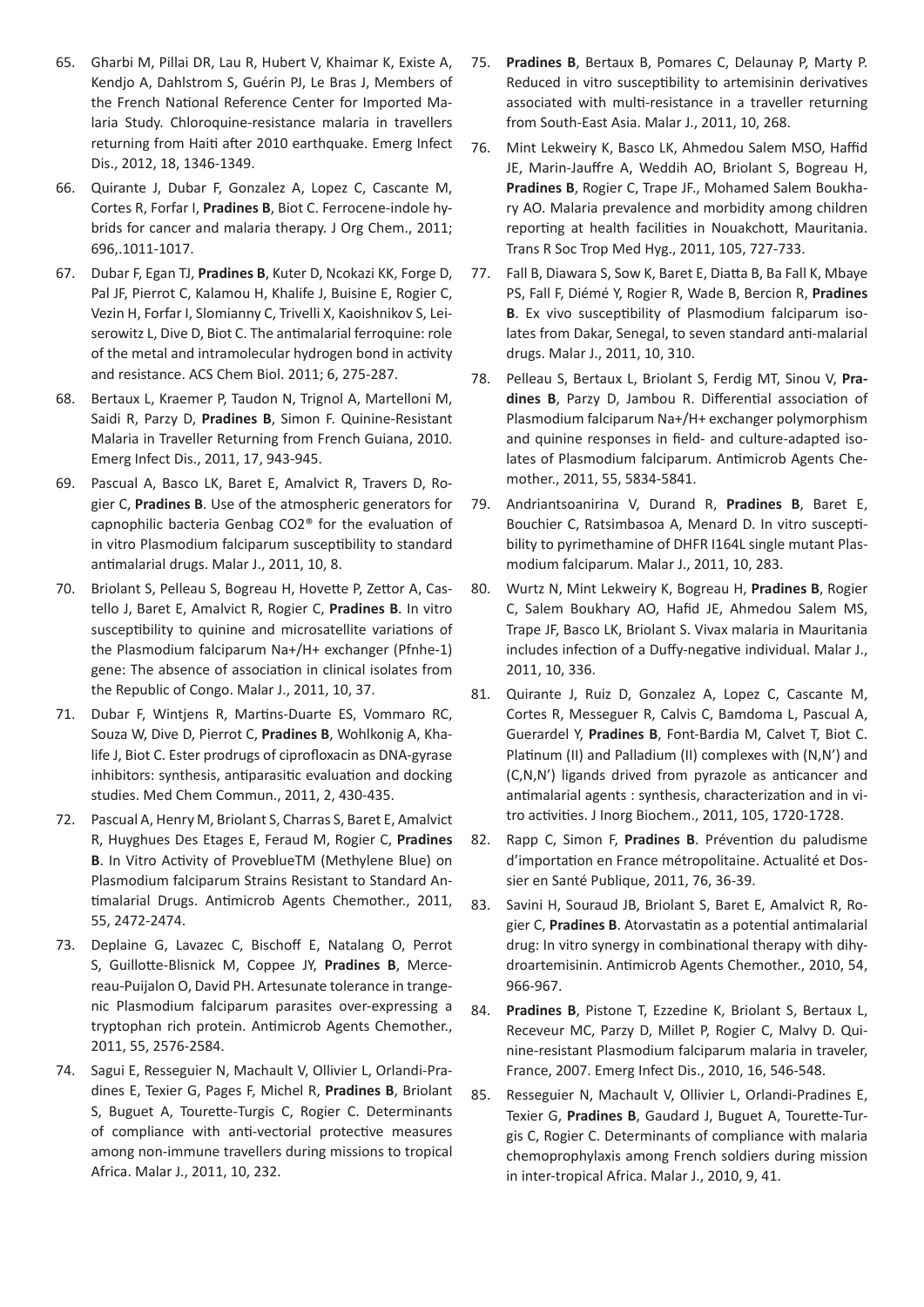65. Gharbi M, Pillai DR, Lau R, Hubert V, Khaimar K, Existe A, Kendjo A, Dahlstrom S, Guérin PJ, Le Bras J, Members of the French National Reference Center for Imported Malaria Study. Chloroquine-resistance malaria in travellers returning from Haiti after 2010 earthquake. Emerg Infect Dis., 2012, 18, 1346-1349.
66. Quirante J, Dubar F, Gonzalez A, Lopez C, Cascante M, Cortes R, Forfar I, **Pradines B**, Biot C. Ferrocene-indole hybrids for cancer and malaria therapy. J Org Chem., 2011; 696,.1011-1017.
67. Dubar F, Egan TJ, **Pradines B**, Kuter D, Ncokazi KK, Forge D, Pal JF, Pierrot C, Kalamou H, Khalife J, Buisine E, Rogier C, Vezin H, Forfar I, Slomianny C, Trivelli X, Kaoishnikov S, Leiserowitz L, Dive D, Biot C. The antimalarial ferroquine: role of the metal and intramolecular hydrogen bond in activity and resistance. ACS Chem Biol. 2011; 6, 275-287.
68. Bertaux L, Kraemer P, Taudon N, Trignol A, Martelloni M, Saidi R, Parzy D, **Pradines B**, Simon F. Quinine-Resistant Malaria in Traveller Returning from French Guiana, 2010. Emerg Infect Dis., 2011, 17, 943-945.
69. Pascual A, Basco LK, Baret E, Amalvict R, Travers D, Rogier C, **Pradines B**. Use of the atmospheric generators for capnophilic bacteria Genbag CO2® for the evaluation of in vitro Plasmodium falciparum susceptibility to standard antimalarial drugs. Malar J., 2011, 10, 8.
70. Briolant S, Pelleau S, Bogreau H, Hovette P, Zettor A, Castello J, Baret E, Amalvict R, Rogier C, **Pradines B**. In vitro susceptibility to quinine and microsatellite variations of the Plasmodium falciparum Na+/H+ exchanger (Pfnhe-1) gene: The absence of association in clinical isolates from the Republic of Congo. Malar J., 2011, 10, 37.
71. Dubar F, Wintjens R, Martins-Duarte ES, Vommaro RC, Souza W, Dive D, Pierrot C, **Pradines B**, Wohlkonig A, Khalife J, Biot C. Ester prodrugs of ciprofloxacin as DNA-gyrase inhibitors: synthesis, antiparasitic evaluation and docking studies. Med Chem Commun., 2011, 2, 430-435.
72. Pascual A, Henry M, Briolant S, Charras S, Baret E, Amalvict R, Huyghues Des Etages E, Feraud M, Rogier C, **Pradines B**. In Vitro Activity of ProveblueTM (Methylene Blue) on Plasmodium falciparum Strains Resistant to Standard Antimalarial Drugs. Antimicrob Agents Chemother., 2011, 55, 2472-2474.
73. Deplaine G, Lavazec C, Bischoff E, Natalang O, Perrot S, Guillotte-Blisnick M, Coppee JY, **Pradines B**, Mercereau-Puijalon O, David PH. Artesunate tolerance in trangenic Plasmodium falciparum parasites over-expressing a tryptophan rich protein. Antimicrob Agents Chemother., 2011, 55, 2576-2584.
74. Sagui E, Resseguier N, Machault V, Ollivier L, Orlandi-Pradines E, Texier G, Pages F, Michel R, **Pradines B**, Briolant S, Buguet A, Tourette-Turgis C, Rogier C. Determinants of compliance with anti-vectorial protective measures among non-immune travellers during missions to tropical Africa. Malar J., 2011, 10, 232.
75. **Pradines B**, Bertaux B, Pomares C, Delaunay P, Marty P. Reduced in vitro susceptibility to artemisinin derivatives associated with multi-resistance in a traveller returning from South-East Asia. Malar J., 2011, 10, 268.
76. Mint Lekweiry K, Basco LK, Ahmedou Salem MSO, Haffid JE, Marin-Jauffre A, Weddih AO, Briolant S, Bogreau H, **Pradines B**, Rogier C, Trape JF., Mohamed Salem Boukhary AO. Malaria prevalence and morbidity among children reporting at health facilities in Nouakchott, Mauritania. Trans R Soc Trop Med Hyg., 2011, 105, 727-733.
77. Fall B, Diawara S, Sow K, Baret E, Diatta B, Ba Fall K, Mbaye PS, Fall F, Diémé Y, Rogier R, Wade B, Bercion R, **Pradines B**. Ex vivo susceptibility of Plasmodium falciparum isolates from Dakar, Senegal, to seven standard anti-malarial drugs. Malar J., 2011, 10, 310.
78. Pelleau S, Bertaux L, Briolant S, Ferdig MT, Sinou V, **Pradines B**, Parzy D, Jambou R. Differential association of Plasmodium falciparum Na+/H+ exchanger polymorphism and quinine responses in field- and culture-adapted isolates of Plasmodium falciparum. Antimicrob Agents Chemother., 2011, 55, 5834-5841.
79. Andriantsoanirina V, Durand R, **Pradines B**, Baret E, Bouchier C, Ratsimbasoa A, Menard D. In vitro susceptibility to pyrimethamine of DHFR I164L single mutant Plasmodium falciparum. Malar J., 2011, 10, 283.
80. Wurtz N, Mint Lekweiry K, Bogreau H, **Pradines B**, Rogier C, Salem Boukhary AO, Hafid JE, Ahmedou Salem MS, Trape JF, Basco LK, Briolant S. Vivax malaria in Mauritania includes infection of a Duffy-negative individual. Malar J., 2011, 10, 336.
81. Quirante J, Ruiz D, Gonzalez A, Lopez C, Cascante M, Cortes R, Messeguer R, Calvis C, Bamdoma L, Pascual A, Guerardel Y, **Pradines B**, Font-Bardia M, Calvet T, Biot C. Platinum (II) and Palladium (II) complexes with (N,N') and (C,N,N') ligands drived from pyrazole as anticancer and antimalarial agents : synthesis, characterization and in vitro activities. J Inorg Biochem., 2011, 105, 1720-1728.
82. Rapp C, Simon F, **Pradines B**. Prévention du paludisme d'importation en France métropolitaine. Actualité et Dossier en Santé Publique, 2011, 76, 36-39.
83. Savini H, Souraud JB, Briolant S, Baret E, Amalvict R, Rogier C, **Pradines B**. Atorvastatin as a potential antimalarial drug: In vitro synergy in combinational therapy with dihydroartemisinin. Antimicrob Agents Chemother., 2010, 54, 966-967.
84. **Pradines B**, Pistone T, Ezzedine K, Briolant S, Bertaux L, Receveur MC, Parzy D, Millet P, Rogier C, Malvy D. Quinine-resistant Plasmodium falciparum malaria in traveler, France, 2007. Emerg Infect Dis., 2010, 16, 546-548.
85. Resseguier N, Machault V, Ollivier L, Orlandi-Pradines E, Texier G, **Pradines B**, Gaudard J, Buguet A, Tourette-Turgis C, Rogier C. Determinants of compliance with malaria chemoprophylaxis among French soldiers during mission in inter-tropical Africa. Malar J., 2010, 9, 41.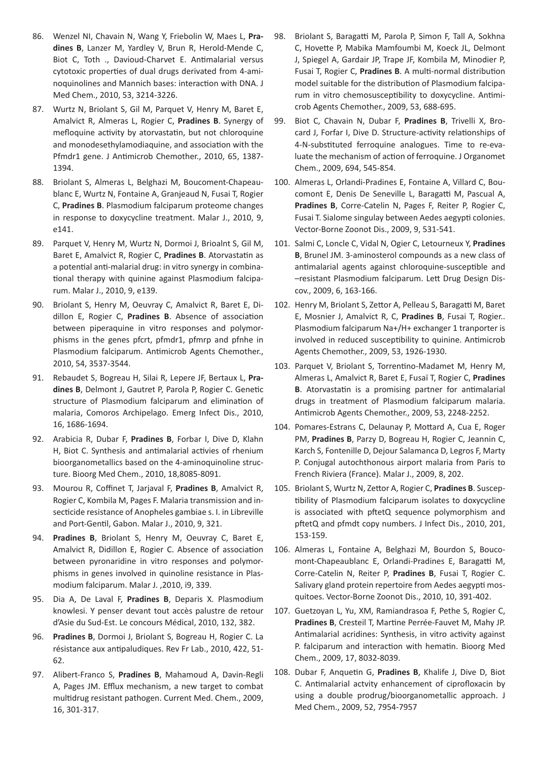86. Wenzel NI, Chavain N, Wang Y, Friebolin W, Maes L, **Pradines B**, Lanzer M, Yardley V, Brun R, Herold-Mende C, Biot C, Toth ., Davioud-Charvet E. Antimalarial versus cytotoxic properties of dual drugs derivated from 4-aminoquinolines and Mannich bases: interaction with DNA. J Med Chem., 2010, 53, 3214-3226.

87. Wurtz N, Briolant S, Gil M, Parquet V, Henry M, Baret E, Amalvict R, Almeras L, Rogier C, **Pradines B**. Synergy of mefloquine activity by atorvastatin, but not chloroquine and monodesethylamodiaquine, and association with the Pfmdr1 gene. J Antimicrob Chemother., 2010, 65, 1387-1394.

88. Briolant S, Almeras L, Belghazi M, Boucoment-Chapeaublanc E, Wurtz N, Fontaine A, Granjeaud N, Fusai T, Rogier C, **Pradines B**. Plasmodium falciparum proteome changes in response to doxycycline treatment. Malar J., 2010, 9, e141.

89. Parquet V, Henry M, Wurtz N, Dormoi J, Brioalnt S, Gil M, Baret E, Amalvict R, Rogier C, **Pradines B**. Atorvastatin as a potential anti-malarial drug: in vitro synergy in combinational therapy with quinine against Plasmodium falciparum. Malar J., 2010, 9, e139.

90. Briolant S, Henry M, Oeuvray C, Amalvict R, Baret E, Didillon E, Rogier C, **Pradines B**. Absence of association between piperaquine in vitro responses and polymorphisms in the genes pfcrt, pfmdr1, pfmrp and pfnhe in Plasmodium falciparum. Antimicrob Agents Chemother., 2010, 54, 3537-3544.

91. Rebaudet S, Bogreau H, Silai R, Lepere JF, Bertaux L, **Pradines B**, Delmont J, Gautret P, Parola P, Rogier C. Genetic structure of Plasmodium falciparum and elimination of malaria, Comoros Archipelago. Emerg Infect Dis., 2010, 16, 1686-1694.

92. Arabicia R, Dubar F, **Pradines B**, Forbar I, Dive D, Klahn H, Biot C. Synthesis and antimalarial activies of rhenium bioorganometallics based on the 4-aminoquinoline structure. Bioorg Med Chem., 2010, 18,8085-8091.

93. Mourou R, Coffinet T, Jarjaval F, **Pradines B**, Amalvict R, Rogier C, Kombila M, Pages F. Malaria transmission and insecticide resistance of Anopheles gambiae s. l. in Libreville and Port-Gentil, Gabon. Malar J., 2010, 9, 321.

94. **Pradines B**, Briolant S, Henry M, Oeuvray C, Baret E, Amalvict R, Didillon E, Rogier C. Absence of association between pyronaridine in vitro responses and polymorphisms in genes involved in quinoline resistance in Plasmodium falciparum. Malar J. ,2010, i9, 339.

95. Dia A, De Laval F, **Pradines B**, Deparis X. Plasmodium knowlesi. Y penser devant tout accès palustre de retour d'Asie du Sud-Est. Le concours Médical, 2010, 132, 382.

96. **Pradines B**, Dormoi J, Briolant S, Bogreau H, Rogier C. La résistance aux antipaludiques. Rev Fr Lab., 2010, 422, 51-62.

97. Alibert-Franco S, **Pradines B**, Mahamoud A, Davin-Regli A, Pages JM. Efflux mechanism, a new target to combat multidrug resistant pathogen. Current Med. Chem., 2009, 16, 301-317.

98. Briolant S, Baragatti M, Parola P, Simon F, Tall A, Sokhna C, Hovette P, Mabika Mamfoumbi M, Koeck JL, Delmont J, Spiegel A, Gardair JP, Trape JF, Kombila M, Minodier P, Fusai T, Rogier C, **Pradines B**. A multi-normal distribution model suitable for the distribution of Plasmodium falciparum in vitro chemosusceptibility to doxycycline. Antimicrob Agents Chemother., 2009, 53, 688-695.

99. Biot C, Chavain N, Dubar F, **Pradines B**, Trivelli X, Brocard J, Forfar I, Dive D. Structure-activity relationships of 4-N-substituted ferroquine analogues. Time to re-evaluate the mechanism of action of ferroquine. J Organomet Chem., 2009, 694, 545-854.

100. Almeras L, Orlandi-Pradines E, Fontaine A, Villard C, Boucomont E, Denis De Seneville L, Baragatti M, Pascual A, **Pradines B**, Corre-Catelin N, Pages F, Reiter P, Rogier C, Fusai T. Sialome singulay between Aedes aegypti colonies. Vector-Borne Zoonot Dis., 2009, 9, 531-541.

101. Salmi C, Loncle C, Vidal N, Ogier C, Letourneux Y, **Pradines B**, Brunel JM. 3-aminosterol compounds as a new class of antimalarial agents against chloroquine-susceptible and –resistant Plasmodium falciparum. Lett Drug Design Discov., 2009, 6, 163-166.

102. Henry M, Briolant S, Zettor A, Pelleau S, Baragatti M, Baret E, Mosnier J, Amalvict R, R, C, **Pradines B**, Fusai T, Rogier.. Plasmodium falciparum Na+/H+ exchanger 1 tranporter is involved in reduced susceptibility to quinine. Antimicrob Agents Chemother., 2009, 53, 1926-1930.

103. Parquet V, Briolant S, Torrentino-Madamet M, Henry M, Almeras L, Amalvict R, Baret E, Fusaï T, Rogier C, **Pradines B**. Atorvastatin is a promising partner for antimalarial drugs in treatment of Plasmodium falciparum malaria. Antimicrob Agents Chemother., 2009, 53, 2248-2252.

104. Pomares-Estrans C, Delaunay P, Mottard A, Cua E, Roger PM, **Pradines B**, Parzy D, Bogreau H, Rogier C, Jeannin C, Karch S, Fontenille D, Dejour Salamanca D, Legros F, Marty P. Conjugal autochthonous airport malaria from Paris to French Riviera (France). Malar J., 2009, 8, 202.

105. Briolant S, Wurtz N, Zettor A, Rogier C, **Pradines B**. Susceptibility of Plasmodium falciparum isolates to doxycycline is associated with pftetQ sequence polymorphism and pftetQ and pfmdt copy numbers. J Infect Dis., 2010, 201, 153-159.

106. Almeras L, Fontaine A, Belghazi M, Bourdon S, Boucomont-Chapeaublanc E, Orlandi-Pradines E, Baragatti M, Corre-Catelin N, Reiter P, **Pradines B**, Fusai T, Rogier C. Salivary gland protein repertoire from Aedes aegypti mosquitoes. Vector-Borne Zoonot Dis., 2010, 10, 391-402.

107. Guetzoyan L, Yu, XM, Ramiandrasoa F, Pethe S, Rogier C, **Pradines B**, Cresteil T, Martine Perrée-Fauvet M, Mahy JP. Antimalarial acridines: Synthesis, in vitro activity against P. falciparum and interaction with hematin. Bioorg Med Chem., 2009, 17, 8032-8039.

108. Dubar F, Anquetin G, **Pradines B**, Khalife J, Dive D, Biot C. Antimalarial actvity enhancement of ciprofloxacin by using a double prodrug/bioorganometallic approach. J Med Chem., 2009, 52, 7954-7957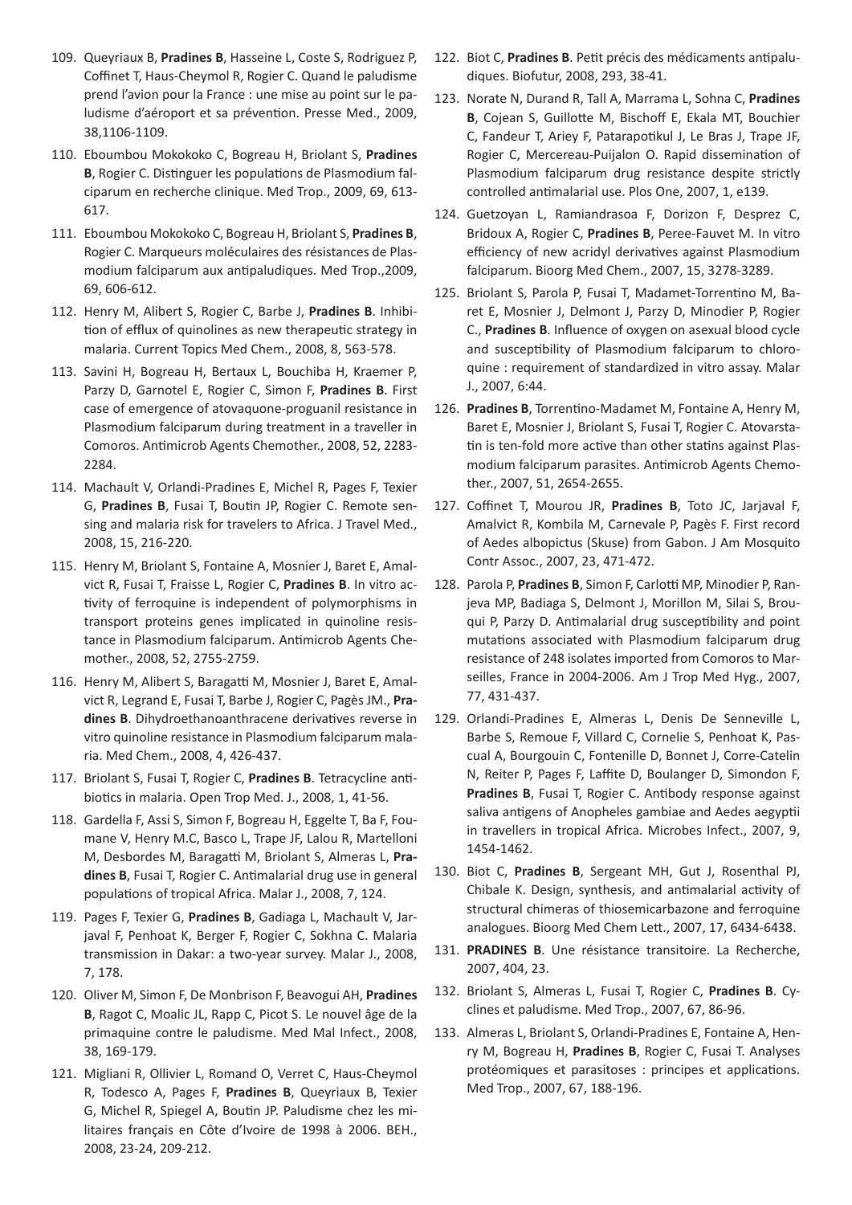109. Queyriaux B, **Pradines B**, Hasseine L, Coste S, Rodriguez P, Coffinet T, Haus-Cheymol R, Rogier C. Quand le paludisme prend l'avion pour la France : une mise au point sur le paludisme d'aéroport et sa prévention. Presse Med., 2009, 38,1106-1109.

110. Eboumbou Mokokoko C, Bogreau H, Briolant S, **Pradines B**, Rogier C. Distinguer les populations de Plasmodium falciparum en recherche clinique. Med Trop., 2009, 69, 613-617.

111. Eboumbou Mokokoko C, Bogreau H, Briolant S, **Pradines B**, Rogier C. Marqueurs moléculaires des résistances de Plasmodium falciparum aux antipaludiques. Med Trop.,2009, 69, 606-612.

112. Henry M, Alibert S, Rogier C, Barbe J, **Pradines B**. Inhibition of efflux of quinolines as new therapeutic strategy in malaria. Current Topics Med Chem., 2008, 8, 563-578.

113. Savini H, Bogreau H, Bertaux L, Bouchiba H, Kraemer P, Parzy D, Garnotel E, Rogier C, Simon F, **Pradines B**. First case of emergence of atovaquone-proguanil resistance in Plasmodium falciparum during treatment in a traveller in Comoros. Antimicrob Agents Chemother., 2008, 52, 2283-2284.

114. Machault V, Orlandi-Pradines E, Michel R, Pages F, Texier G, **Pradines B**, Fusai T, Boutin JP, Rogier C. Remote sensing and malaria risk for travelers to Africa. J Travel Med., 2008, 15, 216-220.

115. Henry M, Briolant S, Fontaine A, Mosnier J, Baret E, Amalvict R, Fusai T, Fraisse L, Rogier C, **Pradines B**. In vitro activity of ferroquine is independent of polymorphisms in transport proteins genes implicated in quinoline resistance in Plasmodium falciparum. Antimicrob Agents Chemother., 2008, 52, 2755-2759.

116. Henry M, Alibert S, Baragatti M, Mosnier J, Baret E, Amalvict R, Legrand E, Fusai T, Barbe J, Rogier C, Pagès JM., **Pradines B**. Dihydroethanoanthracene derivatives reverse in vitro quinoline resistance in Plasmodium falciparum malaria. Med Chem., 2008, 4, 426-437.

117. Briolant S, Fusai T, Rogier C, **Pradines B**. Tetracycline antibiotics in malaria. Open Trop Med. J., 2008, 1, 41-56.

118. Gardella F, Assi S, Simon F, Bogreau H, Eggelte T, Ba F, Foumane V, Henry M.C, Basco L, Trape JF, Lalou R, Martelloni M, Desbordes M, Baragatti M, Briolant S, Almeras L, **Pradines B**, Fusai T, Rogier C. Antimalarial drug use in general populations of tropical Africa. Malar J., 2008, 7, 124.

119. Pages F, Texier G, **Pradines B**, Gadiaga L, Machault V, Jarjaval F, Penhoat K, Berger F, Rogier C, Sokhna C. Malaria transmission in Dakar: a two-year survey. Malar J., 2008, 7, 178.

120. Oliver M, Simon F, De Monbrison F, Beavogui AH, **Pradines B**, Ragot C, Moalic JL, Rapp C, Picot S. Le nouvel âge de la primaquine contre le paludisme. Med Mal Infect., 2008, 38, 169-179.

121. Migliani R, Ollivier L, Romand O, Verret C, Haus-Cheymol R, Todesco A, Pages F, **Pradines B**, Queyriaux B, Texier G, Michel R, Spiegel A, Boutin JP. Paludisme chez les militaires français en Côte d'Ivoire de 1998 à 2006. BEH., 2008, 23-24, 209-212.

122. Biot C, **Pradines B**. Petit précis des médicaments antipaludiques. Biofutur, 2008, 293, 38-41.

123. Norate N, Durand R, Tall A, Marrama L, Sohna C, **Pradines B**, Cojean S, Guillotte M, Bischoff E, Ekala MT, Bouchier C, Fandeur T, Ariey F, Patarapotikul J, Le Bras J, Trape JF, Rogier C, Mercereau-Puijalon O. Rapid dissemination of Plasmodium falciparum drug resistance despite strictly controlled antimalarial use. Plos One, 2007, 1, e139.

124. Guetzoyan L, Ramiandrasoa F, Dorizon F, Desprez C, Bridoux A, Rogier C, **Pradines B**, Peree-Fauvet M. In vitro efficiency of new acridyl derivatives against Plasmodium falciparum. Bioorg Med Chem., 2007, 15, 3278-3289.

125. Briolant S, Parola P, Fusai T, Madamet-Torrentino M, Baret E, Mosnier J, Delmont J, Parzy D, Minodier P, Rogier C., **Pradines B**. Influence of oxygen on asexual blood cycle and susceptibility of Plasmodium falciparum to chloroquine : requirement of standardized in vitro assay. Malar J., 2007, 6:44.

126. **Pradines B**, Torrentino-Madamet M, Fontaine A, Henry M, Baret E, Mosnier J, Briolant S, Fusai T, Rogier C. Atovarstatin is ten-fold more active than other statins against Plasmodium falciparum parasites. Antimicrob Agents Chemother., 2007, 51, 2654-2655.

127. Coffinet T, Mourou JR, **Pradines B**, Toto JC, Jarjaval F, Amalvict R, Kombila M, Carnevale P, Pagès F. First record of Aedes albopictus (Skuse) from Gabon. J Am Mosquito Contr Assoc., 2007, 23, 471-472.

128. Parola P, **Pradines B**, Simon F, Carlotti MP, Minodier P, Ranjeva MP, Badiaga S, Delmont J, Morillon M, Silai S, Brouqui P, Parzy D. Antimalarial drug susceptibility and point mutations associated with Plasmodium falciparum drug resistance of 248 isolates imported from Comoros to Marseilles, France in 2004-2006. Am J Trop Med Hyg., 2007, 77, 431-437.

129. Orlandi-Pradines E, Almeras L, Denis De Senneville L, Barbe S, Remoue F, Villard C, Cornelie S, Penhoat K, Pascual A, Bourgouin C, Fontenille D, Bonnet J, Corre-Catelin N, Reiter P, Pages F, Laffite D, Boulanger D, Simondon F, **Pradines B**, Fusai T, Rogier C. Antibody response against saliva antigens of Anopheles gambiae and Aedes aegyptii in travellers in tropical Africa. Microbes Infect., 2007, 9, 1454-1462.

130. Biot C, **Pradines B**, Sergeant MH, Gut J, Rosenthal PJ, Chibale K. Design, synthesis, and antimalarial activity of structural chimeras of thiosemicarbazone and ferroquine analogues. Bioorg Med Chem Lett., 2007, 17, 6434-6438.

131. **PRADINES B**. Une résistance transitoire. La Recherche, 2007, 404, 23.

132. Briolant S, Almeras L, Fusai T, Rogier C, **Pradines B**. Cyclines et paludisme. Med Trop., 2007, 67, 86-96.

133. Almeras L, Briolant S, Orlandi-Pradines E, Fontaine A, Henry M, Bogreau H, **Pradines B**, Rogier C, Fusai T. Analyses protéomiques et parasitoses : principes et applications. Med Trop., 2007, 67, 188-196.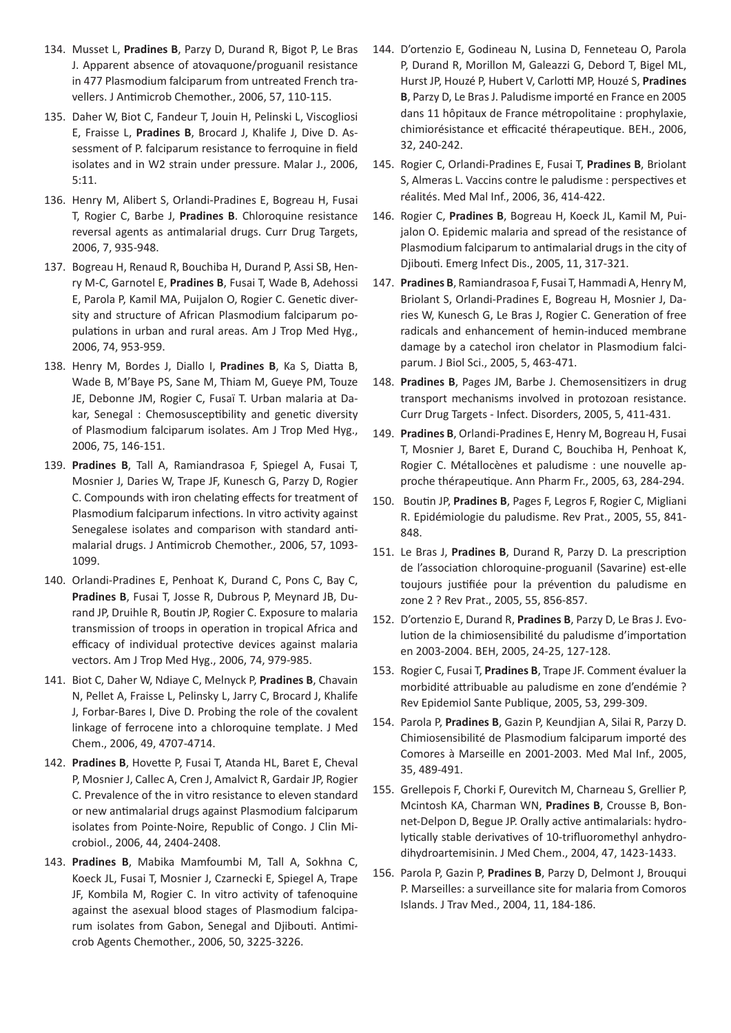134. Musset L, **Pradines B**, Parzy D, Durand R, Bigot P, Le Bras J. Apparent absence of atovaquone/proguanil resistance in 477 Plasmodium falciparum from untreated French travellers. J Antimicrob Chemother., 2006, 57, 110-115.

135. Daher W, Biot C, Fandeur T, Jouin H, Pelinski L, Viscogliosi E, Fraisse L, **Pradines B**, Brocard J, Khalife J, Dive D. Assessment of P. falciparum resistance to ferroquine in field isolates and in W2 strain under pressure. Malar J., 2006, 5:11.

136. Henry M, Alibert S, Orlandi-Pradines E, Bogreau H, Fusai T, Rogier C, Barbe J, **Pradines B**. Chloroquine resistance reversal agents as antimalarial drugs. Curr Drug Targets, 2006, 7, 935-948.

137. Bogreau H, Renaud R, Bouchiba H, Durand P, Assi SB, Henry M-C, Garnotel E, **Pradines B**, Fusai T, Wade B, Adehossi E, Parola P, Kamil MA, Puijalon O, Rogier C. Genetic diversity and structure of African Plasmodium falciparum populations in urban and rural areas. Am J Trop Med Hyg., 2006, 74, 953-959.

138. Henry M, Bordes J, Diallo I, **Pradines B**, Ka S, Diatta B, Wade B, M'Baye PS, Sane M, Thiam M, Gueye PM, Touze JE, Debonne JM, Rogier C, Fusaï T. Urban malaria at Dakar, Senegal : Chemosusceptibility and genetic diversity of Plasmodium falciparum isolates. Am J Trop Med Hyg., 2006, 75, 146-151.

139. **Pradines B**, Tall A, Ramiandrasoa F, Spiegel A, Fusai T, Mosnier J, Daries W, Trape JF, Kunesch G, Parzy D, Rogier C. Compounds with iron chelating effects for treatment of Plasmodium falciparum infections. In vitro activity against Senegalese isolates and comparison with standard antimalarial drugs. J Antimicrob Chemother., 2006, 57, 1093-1099.

140. Orlandi-Pradines E, Penhoat K, Durand C, Pons C, Bay C, **Pradines B**, Fusai T, Josse R, Dubrous P, Meynard JB, Durand JP, Druihle R, Boutin JP, Rogier C. Exposure to malaria transmission of troops in operation in tropical Africa and efficacy of individual protective devices against malaria vectors. Am J Trop Med Hyg., 2006, 74, 979-985.

141. Biot C, Daher W, Ndiaye C, Melnyck P, **Pradines B**, Chavain N, Pellet A, Fraisse L, Pelinsky L, Jarry C, Brocard J, Khalife J, Forbar-Bares I, Dive D. Probing the role of the covalent linkage of ferrocene into a chloroquine template. J Med Chem., 2006, 49, 4707-4714.

142. **Pradines B**, Hovette P, Fusai T, Atanda HL, Baret E, Cheval P, Mosnier J, Callec A, Cren J, Amalvict R, Gardair JP, Rogier C. Prevalence of the in vitro resistance to eleven standard or new antimalarial drugs against Plasmodium falciparum isolates from Pointe-Noire, Republic of Congo. J Clin Microbiol., 2006, 44, 2404-2408.

143. **Pradines B**, Mabika Mamfoumbi M, Tall A, Sokhna C, Koeck JL, Fusai T, Mosnier J, Czarnecki E, Spiegel A, Trape JF, Kombila M, Rogier C. In vitro activity of tafenoquine against the asexual blood stages of Plasmodium falciparum isolates from Gabon, Senegal and Djibouti. Antimicrob Agents Chemother., 2006, 50, 3225-3226.

144. D'ortenzio E, Godineau N, Lusina D, Fenneteau O, Parola P, Durand R, Morillon M, Galeazzi G, Debord T, Bigel ML, Hurst JP, Houzé P, Hubert V, Carlotti MP, Houzé S, **Pradines B**, Parzy D, Le Bras J. Paludisme importé en France en 2005 dans 11 hôpitaux de France métropolitaine : prophylaxie, chimiorésistance et efficacité thérapeutique. BEH., 2006, 32, 240-242.

145. Rogier C, Orlandi-Pradines E, Fusai T, **Pradines B**, Briolant S, Almeras L. Vaccins contre le paludisme : perspectives et réalités. Med Mal Inf., 2006, 36, 414-422.

146. Rogier C, **Pradines B**, Bogreau H, Koeck JL, Kamil M, Puijalon O. Epidemic malaria and spread of the resistance of Plasmodium falciparum to antimalarial drugs in the city of Djibouti. Emerg Infect Dis., 2005, 11, 317-321.

147. **Pradines B**, Ramiandrasoa F, Fusai T, Hammadi A, Henry M, Briolant S, Orlandi-Pradines E, Bogreau H, Mosnier J, Daries W, Kunesch G, Le Bras J, Rogier C. Generation of free radicals and enhancement of hemin-induced membrane damage by a catechol iron chelator in Plasmodium falciparum. J Biol Sci., 2005, 5, 463-471.

148. **Pradines B**, Pages JM, Barbe J. Chemosensitizers in drug transport mechanisms involved in protozoan resistance. Curr Drug Targets - Infect. Disorders, 2005, 5, 411-431.

149. **Pradines B**, Orlandi-Pradines E, Henry M, Bogreau H, Fusai T, Mosnier J, Baret E, Durand C, Bouchiba H, Penhoat K, Rogier C. Métallocènes et paludisme : une nouvelle approche thérapeutique. Ann Pharm Fr., 2005, 63, 284-294.

150. Boutin JP, **Pradines B**, Pages F, Legros F, Rogier C, Migliani R. Epidémiologie du paludisme. Rev Prat., 2005, 55, 841-848.

151. Le Bras J, **Pradines B**, Durand R, Parzy D. La prescription de l'association chloroquine-proguanil (Savarine) est-elle toujours justifiée pour la prévention du paludisme en zone 2 ? Rev Prat., 2005, 55, 856-857.

152. D'ortenzio E, Durand R, **Pradines B**, Parzy D, Le Bras J. Evolution de la chimiosensibilité du paludisme d'importation en 2003-2004. BEH, 2005, 24-25, 127-128.

153. Rogier C, Fusai T, **Pradines B**, Trape JF. Comment évaluer la morbidité attribuable au paludisme en zone d'endémie ? Rev Epidemiol Sante Publique, 2005, 53, 299-309.

154. Parola P, **Pradines B**, Gazin P, Keundjian A, Silai R, Parzy D. Chimiosensibilité de Plasmodium falciparum importé des Comores à Marseille en 2001-2003. Med Mal Inf., 2005, 35, 489-491.

155. Grellepois F, Chorki F, Ourevitch M, Charneau S, Grellier P, Mcintosh KA, Charman WN, **Pradines B**, Crousse B, Bonnet-Delpon D, Begue JP. Orally active antimalarials: hydrolytically stable derivatives of 10-trifluoromethyl anhydrodihydroartemisinin. J Med Chem., 2004, 47, 1423-1433.

156. Parola P, Gazin P, **Pradines B**, Parzy D, Delmont J, Brouqui P. Marseilles: a surveillance site for malaria from Comoros Islands. J Trav Med., 2004, 11, 184-186.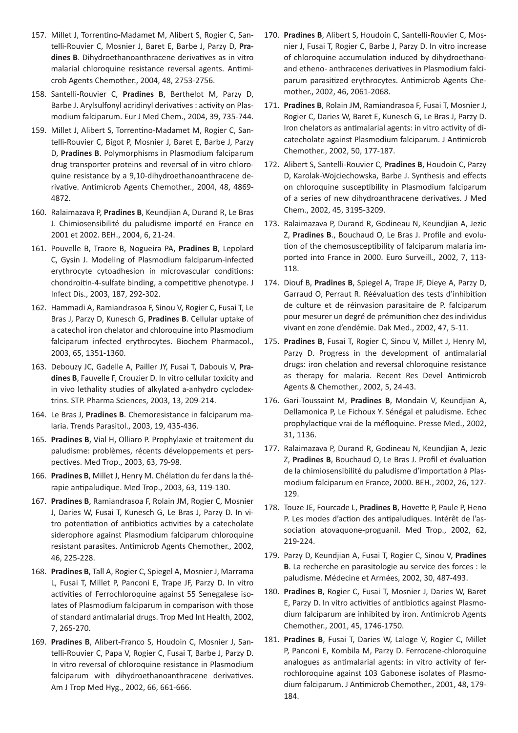157. Millet J, Torrentino-Madamet M, Alibert S, Rogier C, Santelli-Rouvier C, Mosnier J, Baret E, Barbe J, Parzy D, **Pradines B**. Dihydroethanoanthracene derivatives as in vitro malarial chloroquine resistance reversal agents. Antimicrob Agents Chemother., 2004, 48, 2753-2756.

158. Santelli-Rouvier C, **Pradines B**, Berthelot M, Parzy D, Barbe J. Arylsulfonyl acridinyl derivatives : activity on Plasmodium falciparum. Eur J Med Chem., 2004, 39, 735-744.

159. Millet J, Alibert S, Torrentino-Madamet M, Rogier C, Santelli-Rouvier C, Bigot P, Mosnier J, Baret E, Barbe J, Parzy D, **Pradines B**. Polymorphisms in Plasmodium falciparum drug transporter proteins and reversal of in vitro chloroquine resistance by a 9,10-dihydroethanoanthracene derivative. Antimicrob Agents Chemother., 2004, 48, 4869-4872.

160. Ralaimazava P, **Pradines B**, Keundjian A, Durand R, Le Bras J. Chimiosensibilité du paludisme importé en France en 2001 et 2002. BEH., 2004, 6, 21-24.

161. Pouvelle B, Traore B, Nogueira PA, **Pradines B**, Lepolard C, Gysin J. Modeling of Plasmodium falciparum-infected erythrocyte cytoadhesion in microvascular conditions: chondroitin-4-sulfate binding, a competitive phenotype. J Infect Dis., 2003, 187, 292-302.

162. Hammadi A, Ramiandrasoa F, Sinou V, Rogier C, Fusai T, Le Bras J, Parzy D, Kunesch G, **Pradines B**. Cellular uptake of a catechol iron chelator and chloroquine into Plasmodium falciparum infected erythrocytes. Biochem Pharmacol., 2003, 65, 1351-1360.

163. Debouzy JC, Gadelle A, Pailler JY, Fusai T, Dabouis V, **Pradines B**, Fauvelle F, Crouzier D. In vitro cellular toxicity and in vivo lethality studies of alkylated a-anhydro cyclodextrins. STP. Pharma Sciences, 2003, 13, 209-214.

164. Le Bras J, **Pradines B**. Chemoresistance in falciparum malaria. Trends Parasitol., 2003, 19, 435-436.

165. **Pradines B**, Vial H, Olliaro P. Prophylaxie et traitement du paludisme: problèmes, récents développements et perspectives. Med Trop., 2003, 63, 79-98.

166. **Pradines B**, Millet J, Henry M. Chélation du fer dans la thérapie antipaludique. Med Trop., 2003, 63, 119-130.

167. **Pradines B**, Ramiandrasoa F, Rolain JM, Rogier C, Mosnier J, Daries W, Fusai T, Kunesch G, Le Bras J, Parzy D. In vitro potentiation of antibiotics activities by a catecholate siderophore against Plasmodium falciparum chloroquine resistant parasites. Antimicrob Agents Chemother., 2002, 46, 225-228.

168. **Pradines B**, Tall A, Rogier C, Spiegel A, Mosnier J, Marrama L, Fusai T, Millet P, Panconi E, Trape JF, Parzy D. In vitro activities of Ferrochloroquine against 55 Senegalese isolates of Plasmodium falciparum in comparison with those of standard antimalarial drugs. Trop Med Int Health, 2002, 7, 265-270.

169. **Pradines B**, Alibert-Franco S, Houdoin C, Mosnier J, Santelli-Rouvier C, Papa V, Rogier C, Fusai T, Barbe J, Parzy D. In vitro reversal of chloroquine resistance in Plasmodium falciparum with dihydroethanoanthracene derivatives. Am J Trop Med Hyg., 2002, 66, 661-666.

170. **Pradines B**, Alibert S, Houdoin C, Santelli-Rouvier C, Mosnier J, Fusai T, Rogier C, Barbe J, Parzy D. In vitro increase of chloroquine accumulation induced by dihydroethano- and etheno- anthracenes derivatives in Plasmodium falciparum parasitized erythrocytes. Antimicrob Agents Chemother., 2002, 46, 2061-2068.

171. **Pradines B**, Rolain JM, Ramiandrasoa F, Fusai T, Mosnier J, Rogier C, Daries W, Baret E, Kunesch G, Le Bras J, Parzy D. Iron chelators as antimalarial agents: in vitro activity of dicatecholate against Plasmodium falciparum. J Antimicrob Chemother., 2002, 50, 177-187.

172. Alibert S, Santelli-Rouvier C, **Pradines B**, Houdoin C, Parzy D, Karolak-Wojciechowska, Barbe J. Synthesis and effects on chloroquine susceptibility in Plasmodium falciparum of a series of new dihydroanthracene derivatives. J Med Chem., 2002, 45, 3195-3209.

173. Ralaimazava P, Durand R, Godineau N, Keundjian A, Jezic Z, **Pradines B**., Bouchaud O, Le Bras J. Profile and evolution of the chemosusceptibility of falciparum malaria imported into France in 2000. Euro Surveill., 2002, 7, 113-118.

174. Diouf B, **Pradines B**, Spiegel A, Trape JF, Dieye A, Parzy D, Garraud O, Perraut R. Réévaluation des tests d'inhibition de culture et de réinvasion parasitaire de P. falciparum pour mesurer un degré de prémunition chez des individus vivant en zone d'endémie. Dak Med., 2002, 47, 5-11.

175. **Pradines B**, Fusai T, Rogier C, Sinou V, Millet J, Henry M, Parzy D. Progress in the development of antimalarial drugs: iron chelation and reversal chloroquine resistance as therapy for malaria. Recent Res Devel Antimicrob Agents & Chemother., 2002, 5, 24-43.

176. Gari-Toussaint M, **Pradines B**, Mondain V, Keundjian A, Dellamonica P, Le Fichoux Y. Sénégal et paludisme. Echec prophylactique vrai de la méfloquine. Presse Med., 2002, 31, 1136.

177. Ralaimazava P, Durand R, Godineau N, Keundjian A, Jezic Z, **Pradines B**, Bouchaud O, Le Bras J. Profil et évaluation de la chimiosensibilité du paludisme d'importation à Plasmodium falciparum en France, 2000. BEH., 2002, 26, 127-129.

178. Touze JE, Fourcade L, **Pradines B**, Hovette P, Paule P, Heno P. Les modes d'action des antipaludiques. Intérêt de l'association atovaquone-proguanil. Med Trop., 2002, 62, 219-224.

179. Parzy D, Keundjian A, Fusai T, Rogier C, Sinou V, **Pradines B**. La recherche en parasitologie au service des forces : le paludisme. Médecine et Armées, 2002, 30, 487-493.

180. **Pradines B**, Rogier C, Fusai T, Mosnier J, Daries W, Baret E, Parzy D. In vitro activities of antibiotics against Plasmodium falciparum are inhibited by iron. Antimicrob Agents Chemother., 2001, 45, 1746-1750.

181. **Pradines B**, Fusai T, Daries W, Laloge V, Rogier C, Millet P, Panconi E, Kombila M, Parzy D. Ferrocene-chloroquine analogues as antimalarial agents: in vitro activity of ferrochloroquine against 103 Gabonese isolates of Plasmodium falciparum. J Antimicrob Chemother., 2001, 48, 179-184.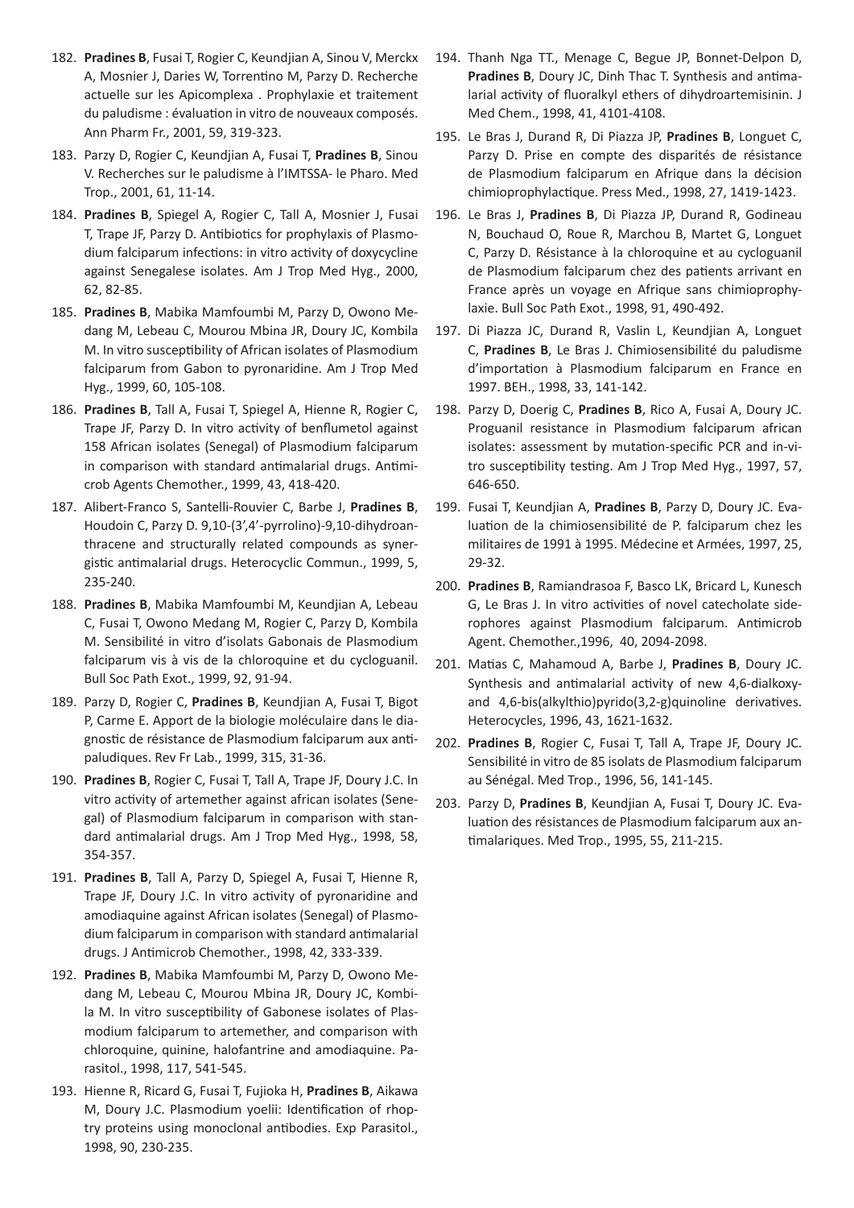182. **Pradines B**, Fusai T, Rogier C, Keundjian A, Sinou V, Merckx A, Mosnier J, Daries W, Torrentino M, Parzy D. Recherche actuelle sur les Apicomplexa . Prophylaxie et traitement du paludisme : évaluation in vitro de nouveaux composés. Ann Pharm Fr., 2001, 59, 319-323.

183. Parzy D, Rogier C, Keundjian A, Fusai T, **Pradines B**, Sinou V. Recherches sur le paludisme à l'IMTSSA- le Pharo. Med Trop., 2001, 61, 11-14.

184. **Pradines B**, Spiegel A, Rogier C, Tall A, Mosnier J, Fusai T, Trape JF, Parzy D. Antibiotics for prophylaxis of Plasmodium falciparum infections: in vitro activity of doxycycline against Senegalese isolates. Am J Trop Med Hyg., 2000, 62, 82-85.

185. **Pradines B**, Mabika Mamfoumbi M, Parzy D, Owono Medang M, Lebeau C, Mourou Mbina JR, Doury JC, Kombila M. In vitro susceptibility of African isolates of Plasmodium falciparum from Gabon to pyronaridine. Am J Trop Med Hyg., 1999, 60, 105-108.

186. **Pradines B**, Tall A, Fusai T, Spiegel A, Hienne R, Rogier C, Trape JF, Parzy D. In vitro activity of benflumetol against 158 African isolates (Senegal) of Plasmodium falciparum in comparison with standard antimalarial drugs. Antimicrob Agents Chemother., 1999, 43, 418-420.

187. Alibert-Franco S, Santelli-Rouvier C, Barbe J, **Pradines B**, Houdoin C, Parzy D. 9,10-(3',4'-pyrrolino)-9,10-dihydroanthracene and structurally related compounds as synergistic antimalarial drugs. Heterocyclic Commun., 1999, 5, 235-240.

188. **Pradines B**, Mabika Mamfoumbi M, Keundjian A, Lebeau C, Fusai T, Owono Medang M, Rogier C, Parzy D, Kombila M. Sensibilité in vitro d'isolats Gabonais de Plasmodium falciparum vis à vis de la chloroquine et du cycloguanil. Bull Soc Path Exot., 1999, 92, 91-94.

189. Parzy D, Rogier C, **Pradines B**, Keundjian A, Fusai T, Bigot P, Carme E. Apport de la biologie moléculaire dans le diagnostic de résistance de Plasmodium falciparum aux antipaludiques. Rev Fr Lab., 1999, 315, 31-36.

190. **Pradines B**, Rogier C, Fusai T, Tall A, Trape JF, Doury J.C. In vitro activity of artemether against african isolates (Senegal) of Plasmodium falciparum in comparison with standard antimalarial drugs. Am J Trop Med Hyg., 1998, 58, 354-357.

191. **Pradines B**, Tall A, Parzy D, Spiegel A, Fusai T, Hienne R, Trape JF, Doury J.C. In vitro activity of pyronaridine and amodiaquine against African isolates (Senegal) of Plasmodium falciparum in comparison with standard antimalarial drugs. J Antimicrob Chemother., 1998, 42, 333-339.

192. **Pradines B**, Mabika Mamfoumbi M, Parzy D, Owono Medang M, Lebeau C, Mourou Mbina JR, Doury JC, Kombila M. In vitro susceptibility of Gabonese isolates of Plasmodium falciparum to artemether, and comparison with chloroquine, quinine, halofantrine and amodiaquine. Parasitol., 1998, 117, 541-545.

193. Hienne R, Ricard G, Fusai T, Fujioka H, **Pradines B**, Aikawa M, Doury J.C. Plasmodium yoelii: Identification of rhoptry proteins using monoclonal antibodies. Exp Parasitol., 1998, 90, 230-235.

194. Thanh Nga TT., Menage C, Begue JP, Bonnet-Delpon D, **Pradines B**, Doury JC, Dinh Thac T. Synthesis and antimalarial activity of fluoralkyl ethers of dihydroartemisinin. J Med Chem., 1998, 41, 4101-4108.

195. Le Bras J, Durand R, Di Piazza JP, **Pradines B**, Longuet C, Parzy D. Prise en compte des disparités de résistance de Plasmodium falciparum en Afrique dans la décision chimioprophylactique. Press Med., 1998, 27, 1419-1423.

196. Le Bras J, **Pradines B**, Di Piazza JP, Durand R, Godineau N, Bouchaud O, Roue R, Marchou B, Martet G, Longuet C, Parzy D. Résistance à la chloroquine et au cycloguanil de Plasmodium falciparum chez des patients arrivant en France après un voyage en Afrique sans chimioprophylaxie. Bull Soc Path Exot., 1998, 91, 490-492.

197. Di Piazza JC, Durand R, Vaslin L, Keundjian A, Longuet C, **Pradines B**, Le Bras J. Chimiosensibilité du paludisme d'importation à Plasmodium falciparum en France en 1997. BEH., 1998, 33, 141-142.

198. Parzy D, Doerig C, **Pradines B**, Rico A, Fusai A, Doury JC. Proguanil resistance in Plasmodium falciparum african isolates: assessment by mutation-specific PCR and in-vitro susceptibility testing. Am J Trop Med Hyg., 1997, 57, 646-650.

199. Fusai T, Keundjian A, **Pradines B**, Parzy D, Doury JC. Evaluation de la chimiosensibilité de P. falciparum chez les militaires de 1991 à 1995. Médecine et Armées, 1997, 25, 29-32.

200. **Pradines B**, Ramiandrasoa F, Basco LK, Bricard L, Kunesch G, Le Bras J. In vitro activities of novel catecholate siderophores against Plasmodium falciparum. Antimicrob Agent. Chemother.,1996, 40, 2094-2098.

201. Matias C, Mahamoud A, Barbe J, **Pradines B**, Doury JC. Synthesis and antimalarial activity of new 4,6-dialkoxy- and 4,6-bis(alkylthio)pyrido(3,2-g)quinoline derivatives. Heterocycles, 1996, 43, 1621-1632.

202. **Pradines B**, Rogier C, Fusai T, Tall A, Trape JF, Doury JC. Sensibilité in vitro de 85 isolats de Plasmodium falciparum au Sénégal. Med Trop., 1996, 56, 141-145.

203. Parzy D, **Pradines B**, Keundjian A, Fusai T, Doury JC. Evaluation des résistances de Plasmodium falciparum aux antimalariques. Med Trop., 1995, 55, 211-215.